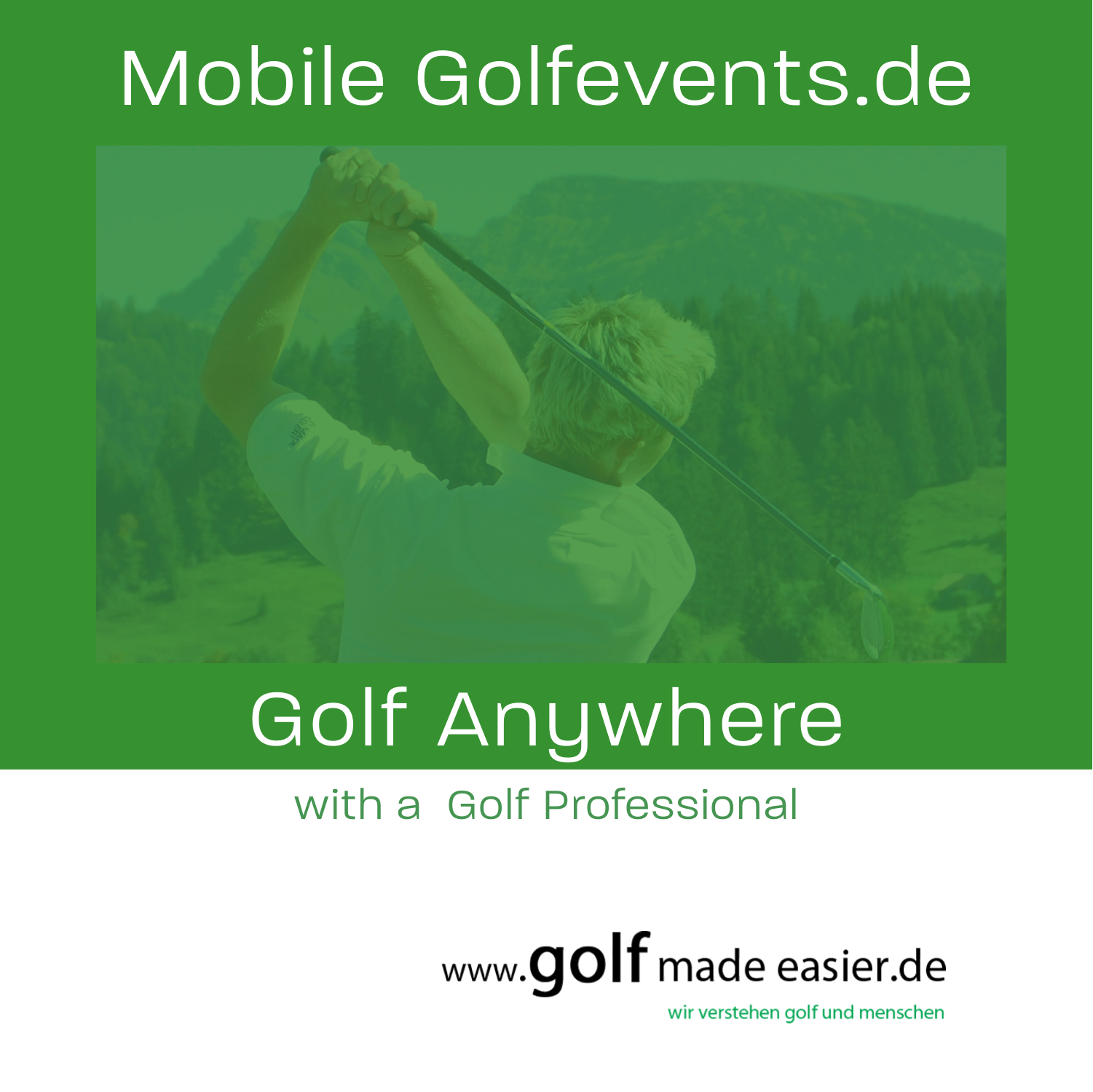# Mobile Golfevents.de

## Golf Anywhere

with a Golf Professional

www.golf made easier.de

wir verstehen golf und menschen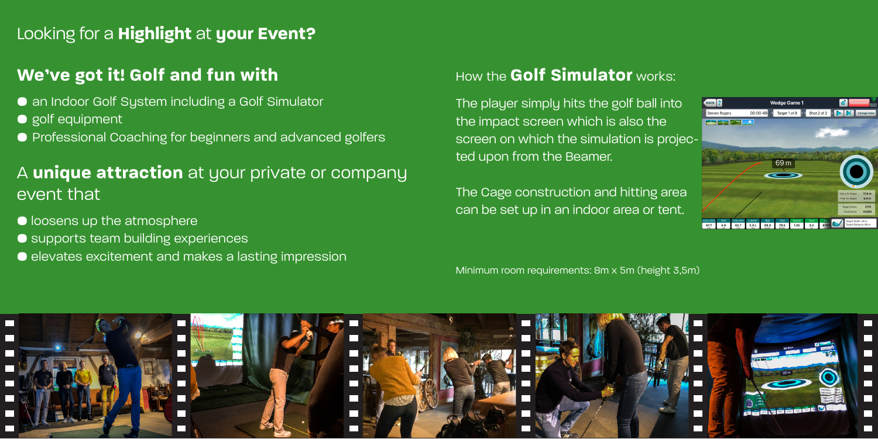Looking for a **Highlight** at **your Event?**

## We've got it! Golf and fun with

- an Indoor Golf System including a Golf Simulator
- golf equipment
- Professional Coaching for beginners and advanced golfers

## A **unique attraction** at your private or company event that

- loosens up the atmosphere
- supports team building experiences
- elevates excitement and makes a lasting impression

## How the **Golf Simulator** works:

The player simply hits the golf ball into the impact screen which is also the screen on which the simulation is projected upon from the Beamer.

The Cage construction and hitting area can be set up in an indoor area or tent.

Minimum room requirements: 8m x 5m (height 3,5m)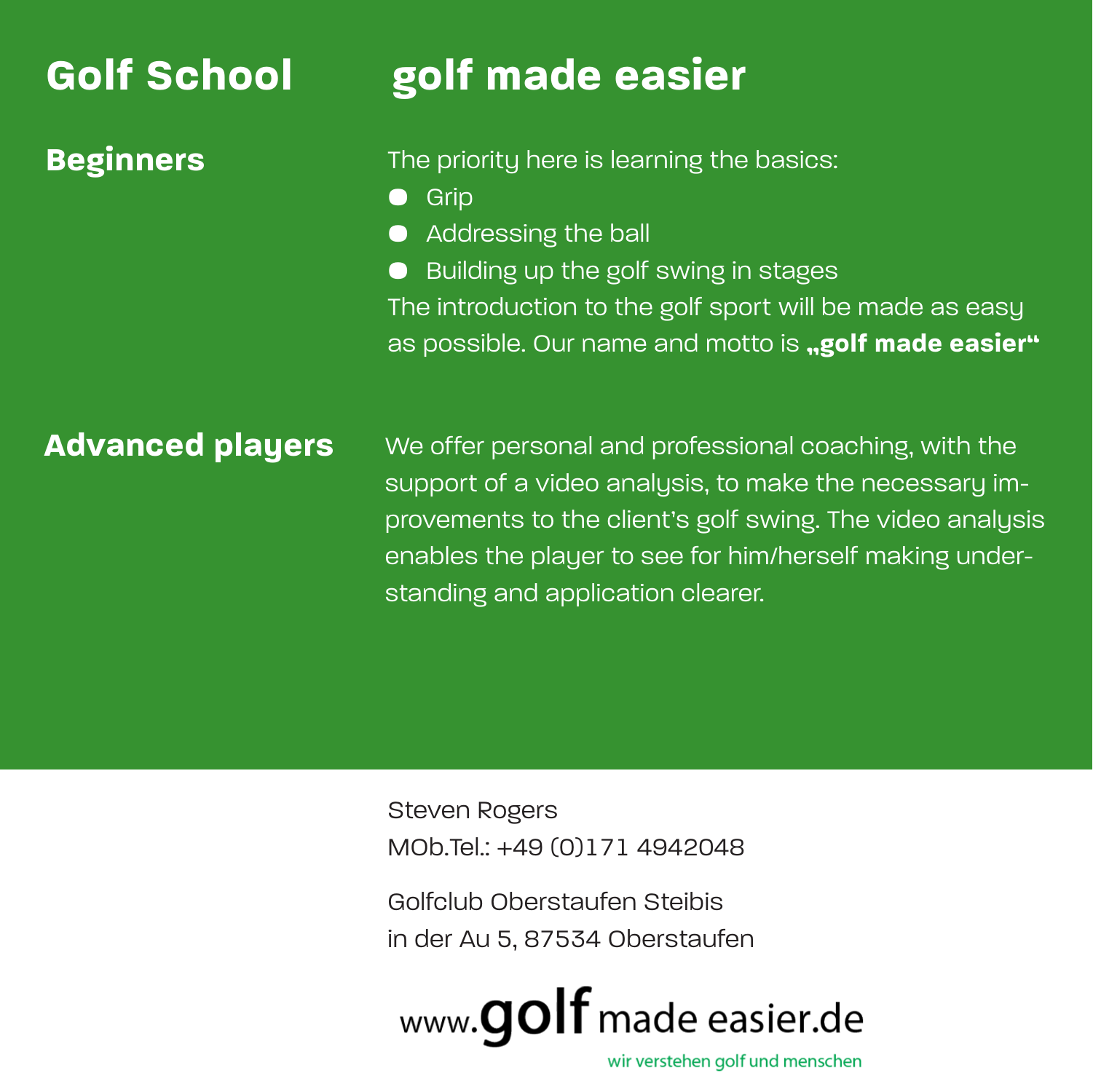# Golf School — golf made easier

## Beginners

The priority here is learning the basics:

- Grip
- Addressing the ball
- Building up the golf swing in stages

The introduction to the golf sport will be made as easy as possible. Our name and motto is **„golf made easier“**

## Advanced players

We offer personal and professional coaching, with the support of a video analysis, to make the necessary improvements to the client's golf swing. The video analysis enables the player to see for him/herself making understanding and application clearer.

Steven Rogers
MOb.Tel.: +49 (0)171 4942048

Golfclub Oberstaufen Steibis
in der Au 5, 87534 Oberstaufen

www.golf made easier.de

wir verstehen golf und menschen